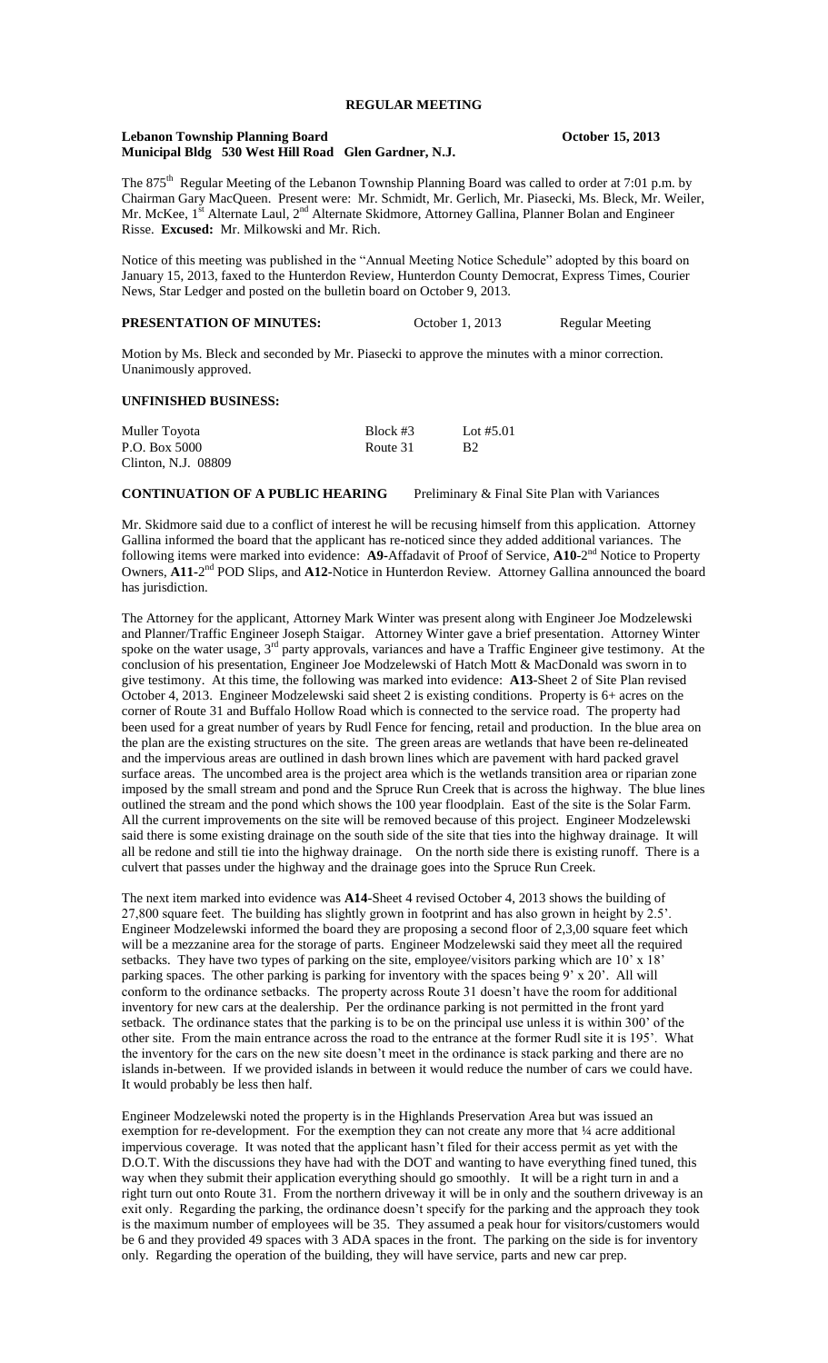# REGULAR MEETING

**Lebanon Township Planning Board** **October 15, 2013**
**Municipal Bldg 530 West Hill Road Glen Gardner, N.J.**

The 875th Regular Meeting of the Lebanon Township Planning Board was called to order at 7:01 p.m. by Chairman Gary MacQueen. Present were: Mr. Schmidt, Mr. Gerlich, Mr. Piasecki, Ms. Bleck, Mr. Weiler, Mr. McKee, 1st Alternate Laul, 2nd Alternate Skidmore, Attorney Gallina, Planner Bolan and Engineer Risse. **Excused:** Mr. Milkowski and Mr. Rich.

Notice of this meeting was published in the "Annual Meeting Notice Schedule" adopted by this board on January 15, 2013, faxed to the Hunterdon Review, Hunterdon County Democrat, Express Times, Courier News, Star Ledger and posted on the bulletin board on October 9, 2013.

**PRESENTATION OF MINUTES:** October 1, 2013 Regular Meeting

Motion by Ms. Bleck and seconded by Mr. Piasecki to approve the minutes with a minor correction. Unanimously approved.

**UNFINISHED BUSINESS:**

Muller Toyota Block #3 Lot #5.01
P.O. Box 5000 Route 31 B2
Clinton, N.J. 08809

**CONTINUATION OF A PUBLIC HEARING** Preliminary & Final Site Plan with Variances

Mr. Skidmore said due to a conflict of interest he will be recusing himself from this application. Attorney Gallina informed the board that the applicant has re-noticed since they added additional variances. The following items were marked into evidence: **A9**-Affadavit of Proof of Service, **A10**-2nd Notice to Property Owners, **A11**-2nd POD Slips, and **A12**-Notice in Hunterdon Review. Attorney Gallina announced the board has jurisdiction.

The Attorney for the applicant, Attorney Mark Winter was present along with Engineer Joe Modzelewski and Planner/Traffic Engineer Joseph Staigar. Attorney Winter gave a brief presentation. Attorney Winter spoke on the water usage, 3rd party approvals, variances and have a Traffic Engineer give testimony. At the conclusion of his presentation, Engineer Joe Modzelewski of Hatch Mott & MacDonald was sworn in to give testimony. At this time, the following was marked into evidence: **A13**-Sheet 2 of Site Plan revised October 4, 2013. Engineer Modzelewski said sheet 2 is existing conditions. Property is 6+ acres on the corner of Route 31 and Buffalo Hollow Road which is connected to the service road. The property had been used for a great number of years by Rudl Fence for fencing, retail and production. In the blue area on the plan are the existing structures on the site. The green areas are wetlands that have been re-delineated and the impervious areas are outlined in dash brown lines which are pavement with hard packed gravel surface areas. The uncombed area is the project area which is the wetlands transition area or riparian zone imposed by the small stream and pond and the Spruce Run Creek that is across the highway. The blue lines outlined the stream and the pond which shows the 100 year floodplain. East of the site is the Solar Farm. All the current improvements on the site will be removed because of this project. Engineer Modzelewski said there is some existing drainage on the south side of the site that ties into the highway drainage. It will all be redone and still tie into the highway drainage. On the north side there is existing runoff. There is a culvert that passes under the highway and the drainage goes into the Spruce Run Creek.

The next item marked into evidence was **A14**-Sheet 4 revised October 4, 2013 shows the building of 27,800 square feet. The building has slightly grown in footprint and has also grown in height by 2.5'. Engineer Modzelewski informed the board they are proposing a second floor of 2,3,00 square feet which will be a mezzanine area for the storage of parts. Engineer Modzelewski said they meet all the required setbacks. They have two types of parking on the site, employee/visitors parking which are 10' x 18' parking spaces. The other parking is parking for inventory with the spaces being 9' x 20'. All will conform to the ordinance setbacks. The property across Route 31 doesn't have the room for additional inventory for new cars at the dealership. Per the ordinance parking is not permitted in the front yard setback. The ordinance states that the parking is to be on the principal use unless it is within 300' of the other site. From the main entrance across the road to the entrance at the former Rudl site it is 195'. What the inventory for the cars on the new site doesn't meet in the ordinance is stack parking and there are no islands in-between. If we provided islands in between it would reduce the number of cars we could have. It would probably be less then half.

Engineer Modzelewski noted the property is in the Highlands Preservation Area but was issued an exemption for re-development. For the exemption they can not create any more that ¼ acre additional impervious coverage. It was noted that the applicant hasn't filed for their access permit as yet with the D.O.T. With the discussions they have had with the DOT and wanting to have everything fined tuned, this way when they submit their application everything should go smoothly. It will be a right turn in and a right turn out onto Route 31. From the northern driveway it will be in only and the southern driveway is an exit only. Regarding the parking, the ordinance doesn't specify for the parking and the approach they took is the maximum number of employees will be 35. They assumed a peak hour for visitors/customers would be 6 and they provided 49 spaces with 3 ADA spaces in the front. The parking on the side is for inventory only. Regarding the operation of the building, they will have service, parts and new car prep.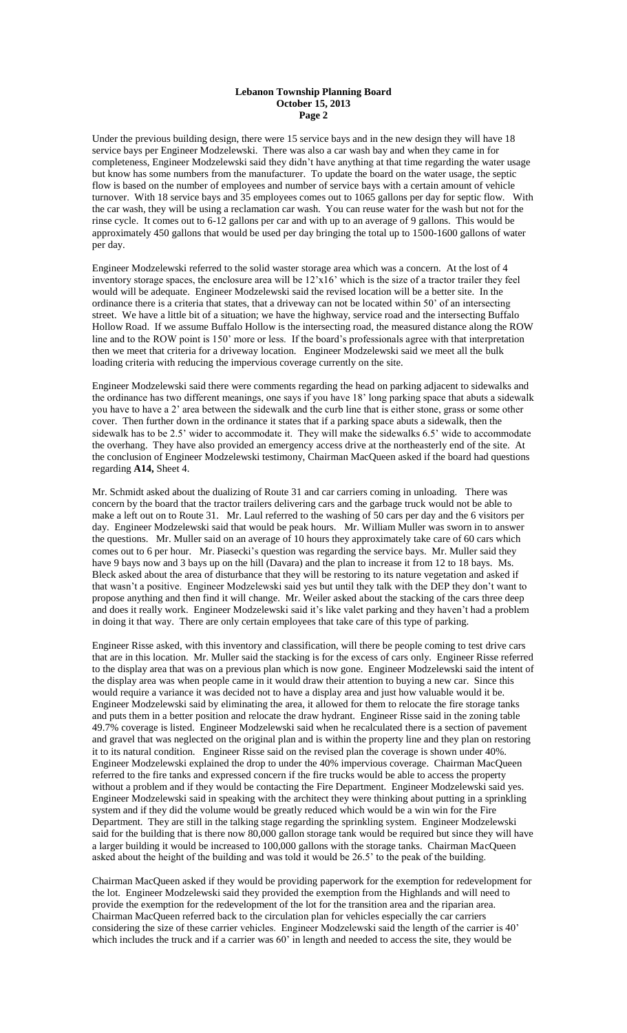Under the previous building design, there were 15 service bays and in the new design they will have 18 service bays per Engineer Modzelewski. There was also a car wash bay and when they came in for completeness, Engineer Modzelewski said they didn't have anything at that time regarding the water usage but know has some numbers from the manufacturer. To update the board on the water usage, the septic flow is based on the number of employees and number of service bays with a certain amount of vehicle turnover. With 18 service bays and 35 employees comes out to 1065 gallons per day for septic flow. With the car wash, they will be using a reclamation car wash. You can reuse water for the wash but not for the rinse cycle. It comes out to 6-12 gallons per car and with up to an average of 9 gallons. This would be approximately 450 gallons that would be used per day bringing the total up to 1500-1600 gallons of water per day.

Engineer Modzelewski referred to the solid waster storage area which was a concern. At the lost of 4 inventory storage spaces, the enclosure area will be 12'x16' which is the size of a tractor trailer they feel would will be adequate. Engineer Modzelewski said the revised location will be a better site. In the ordinance there is a criteria that states, that a driveway can not be located within 50' of an intersecting street. We have a little bit of a situation; we have the highway, service road and the intersecting Buffalo Hollow Road. If we assume Buffalo Hollow is the intersecting road, the measured distance along the ROW line and to the ROW point is 150' more or less. If the board's professionals agree with that interpretation then we meet that criteria for a driveway location. Engineer Modzelewski said we meet all the bulk loading criteria with reducing the impervious coverage currently on the site.

Engineer Modzelewski said there were comments regarding the head on parking adjacent to sidewalks and the ordinance has two different meanings, one says if you have 18' long parking space that abuts a sidewalk you have to have a 2' area between the sidewalk and the curb line that is either stone, grass or some other cover. Then further down in the ordinance it states that if a parking space abuts a sidewalk, then the sidewalk has to be 2.5' wider to accommodate it. They will make the sidewalks 6.5' wide to accommodate the overhang. They have also provided an emergency access drive at the northeasterly end of the site. At the conclusion of Engineer Modzelewski testimony, Chairman MacQueen asked if the board had questions regarding **A14,** Sheet 4.

Mr. Schmidt asked about the dualizing of Route 31 and car carriers coming in unloading. There was concern by the board that the tractor trailers delivering cars and the garbage truck would not be able to make a left out on to Route 31. Mr. Laul referred to the washing of 50 cars per day and the 6 visitors per day. Engineer Modzelewski said that would be peak hours. Mr. William Muller was sworn in to answer the questions. Mr. Muller said on an average of 10 hours they approximately take care of 60 cars which comes out to 6 per hour. Mr. Piasecki's question was regarding the service bays. Mr. Muller said they have 9 bays now and 3 bays up on the hill (Davara) and the plan to increase it from 12 to 18 bays. Ms. Bleck asked about the area of disturbance that they will be restoring to its nature vegetation and asked if that wasn't a positive. Engineer Modzelewski said yes but until they talk with the DEP they don't want to propose anything and then find it will change. Mr. Weiler asked about the stacking of the cars three deep and does it really work. Engineer Modzelewski said it's like valet parking and they haven't had a problem in doing it that way. There are only certain employees that take care of this type of parking.

Engineer Risse asked, with this inventory and classification, will there be people coming to test drive cars that are in this location. Mr. Muller said the stacking is for the excess of cars only. Engineer Risse referred to the display area that was on a previous plan which is now gone. Engineer Modzelewski said the intent of the display area was when people came in it would draw their attention to buying a new car. Since this would require a variance it was decided not to have a display area and just how valuable would it be. Engineer Modzelewski said by eliminating the area, it allowed for them to relocate the fire storage tanks and puts them in a better position and relocate the draw hydrant. Engineer Risse said in the zoning table 49.7% coverage is listed. Engineer Modzelewski said when he recalculated there is a section of pavement and gravel that was neglected on the original plan and is within the property line and they plan on restoring it to its natural condition. Engineer Risse said on the revised plan the coverage is shown under 40%. Engineer Modzelewski explained the drop to under the 40% impervious coverage. Chairman MacQueen referred to the fire tanks and expressed concern if the fire trucks would be able to access the property without a problem and if they would be contacting the Fire Department. Engineer Modzelewski said yes. Engineer Modzelewski said in speaking with the architect they were thinking about putting in a sprinkling system and if they did the volume would be greatly reduced which would be a win win for the Fire Department. They are still in the talking stage regarding the sprinkling system. Engineer Modzelewski said for the building that is there now 80,000 gallon storage tank would be required but since they will have a larger building it would be increased to 100,000 gallons with the storage tanks. Chairman MacQueen asked about the height of the building and was told it would be 26.5' to the peak of the building.

Chairman MacQueen asked if they would be providing paperwork for the exemption for redevelopment for the lot. Engineer Modzelewski said they provided the exemption from the Highlands and will need to provide the exemption for the redevelopment of the lot for the transition area and the riparian area. Chairman MacQueen referred back to the circulation plan for vehicles especially the car carriers considering the size of these carrier vehicles. Engineer Modzelewski said the length of the carrier is 40' which includes the truck and if a carrier was 60' in length and needed to access the site, they would be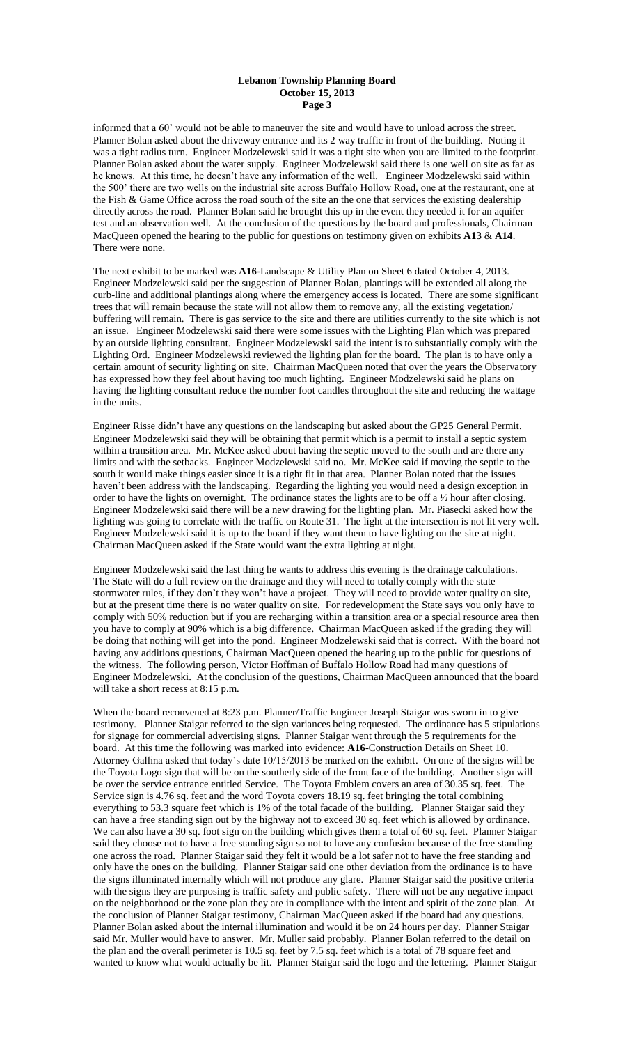informed that a 60' would not be able to maneuver the site and would have to unload across the street. Planner Bolan asked about the driveway entrance and its 2 way traffic in front of the building. Noting it was a tight radius turn. Engineer Modzelewski said it was a tight site when you are limited to the footprint. Planner Bolan asked about the water supply. Engineer Modzelewski said there is one well on site as far as he knows. At this time, he doesn't have any information of the well. Engineer Modzelewski said within the 500' there are two wells on the industrial site across Buffalo Hollow Road, one at the restaurant, one at the Fish & Game Office across the road south of the site an the one that services the existing dealership directly across the road. Planner Bolan said he brought this up in the event they needed it for an aquifer test and an observation well. At the conclusion of the questions by the board and professionals, Chairman MacQueen opened the hearing to the public for questions on testimony given on exhibits **A13** & **A14**. There were none.

The next exhibit to be marked was **A16**-Landscape & Utility Plan on Sheet 6 dated October 4, 2013. Engineer Modzelewski said per the suggestion of Planner Bolan, plantings will be extended all along the curb-line and additional plantings along where the emergency access is located. There are some significant trees that will remain because the state will not allow them to remove any, all the existing vegetation/ buffering will remain. There is gas service to the site and there are utilities currently to the site which is not an issue. Engineer Modzelewski said there were some issues with the Lighting Plan which was prepared by an outside lighting consultant. Engineer Modzelewski said the intent is to substantially comply with the Lighting Ord. Engineer Modzelewski reviewed the lighting plan for the board. The plan is to have only a certain amount of security lighting on site. Chairman MacQueen noted that over the years the Observatory has expressed how they feel about having too much lighting. Engineer Modzelewski said he plans on having the lighting consultant reduce the number foot candles throughout the site and reducing the wattage in the units.

Engineer Risse didn't have any questions on the landscaping but asked about the GP25 General Permit. Engineer Modzelewski said they will be obtaining that permit which is a permit to install a septic system within a transition area. Mr. McKee asked about having the septic moved to the south and are there any limits and with the setbacks. Engineer Modzelewski said no. Mr. McKee said if moving the septic to the south it would make things easier since it is a tight fit in that area. Planner Bolan noted that the issues haven't been address with the landscaping. Regarding the lighting you would need a design exception in order to have the lights on overnight. The ordinance states the lights are to be off a ½ hour after closing. Engineer Modzelewski said there will be a new drawing for the lighting plan. Mr. Piasecki asked how the lighting was going to correlate with the traffic on Route 31. The light at the intersection is not lit very well. Engineer Modzelewski said it is up to the board if they want them to have lighting on the site at night. Chairman MacQueen asked if the State would want the extra lighting at night.

Engineer Modzelewski said the last thing he wants to address this evening is the drainage calculations. The State will do a full review on the drainage and they will need to totally comply with the state stormwater rules, if they don't they won't have a project. They will need to provide water quality on site, but at the present time there is no water quality on site. For redevelopment the State says you only have to comply with 50% reduction but if you are recharging within a transition area or a special resource area then you have to comply at 90% which is a big difference. Chairman MacQueen asked if the grading they will be doing that nothing will get into the pond. Engineer Modzelewski said that is correct. With the board not having any additions questions, Chairman MacQueen opened the hearing up to the public for questions of the witness. The following person, Victor Hoffman of Buffalo Hollow Road had many questions of Engineer Modzelewski. At the conclusion of the questions, Chairman MacQueen announced that the board will take a short recess at 8:15 p.m.

When the board reconvened at 8:23 p.m. Planner/Traffic Engineer Joseph Staigar was sworn in to give testimony. Planner Staigar referred to the sign variances being requested. The ordinance has 5 stipulations for signage for commercial advertising signs. Planner Staigar went through the 5 requirements for the board. At this time the following was marked into evidence: **A16**-Construction Details on Sheet 10. Attorney Gallina asked that today's date 10/15/2013 be marked on the exhibit. On one of the signs will be the Toyota Logo sign that will be on the southerly side of the front face of the building. Another sign will be over the service entrance entitled Service. The Toyota Emblem covers an area of 30.35 sq. feet. The Service sign is 4.76 sq. feet and the word Toyota covers 18.19 sq. feet bringing the total combining everything to 53.3 square feet which is 1% of the total facade of the building. Planner Staigar said they can have a free standing sign out by the highway not to exceed 30 sq. feet which is allowed by ordinance. We can also have a 30 sq. foot sign on the building which gives them a total of 60 sq. feet. Planner Staigar said they choose not to have a free standing sign so not to have any confusion because of the free standing one across the road. Planner Staigar said they felt it would be a lot safer not to have the free standing and only have the ones on the building. Planner Staigar said one other deviation from the ordinance is to have the signs illuminated internally which will not produce any glare. Planner Staigar said the positive criteria with the signs they are purposing is traffic safety and public safety. There will not be any negative impact on the neighborhood or the zone plan they are in compliance with the intent and spirit of the zone plan. At the conclusion of Planner Staigar testimony, Chairman MacQueen asked if the board had any questions. Planner Bolan asked about the internal illumination and would it be on 24 hours per day. Planner Staigar said Mr. Muller would have to answer. Mr. Muller said probably. Planner Bolan referred to the detail on the plan and the overall perimeter is 10.5 sq. feet by 7.5 sq. feet which is a total of 78 square feet and wanted to know what would actually be lit. Planner Staigar said the logo and the lettering. Planner Staigar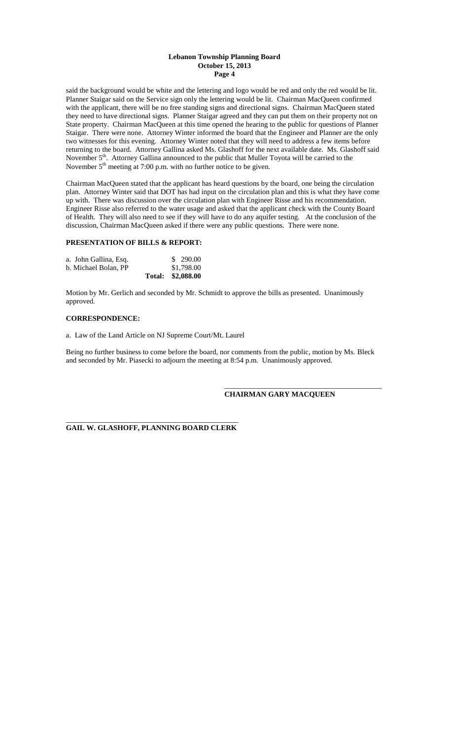said the background would be white and the lettering and logo would be red and only the red would be lit. Planner Staigar said on the Service sign only the lettering would be lit. Chairman MacQueen confirmed with the applicant, there will be no free standing signs and directional signs. Chairman MacQueen stated they need to have directional signs. Planner Staigar agreed and they can put them on their property not on State property. Chairman MacQueen at this time opened the hearing to the public for questions of Planner Staigar. There were none. Attorney Winter informed the board that the Engineer and Planner are the only two witnesses for this evening. Attorney Winter noted that they will need to address a few items before returning to the board. Attorney Gallina asked Ms. Glashoff for the next available date. Ms. Glashoff said November 5th. Attorney Gallina announced to the public that Muller Toyota will be carried to the November 5th meeting at 7:00 p.m. with no further notice to be given.

Chairman MacQueen stated that the applicant has heard questions by the board, one being the circulation plan. Attorney Winter said that DOT has had input on the circulation plan and this is what they have come up with. There was discussion over the circulation plan with Engineer Risse and his recommendation. Engineer Risse also referred to the water usage and asked that the applicant check with the County Board of Health. They will also need to see if they will have to do any aquifer testing. At the conclusion of the discussion, Chairman MacQueen asked if there were any public questions. There were none.

**PRESENTATION OF BILLS & REPORT:**

| | | |
|---|---|---|
| a. John Gallina, Esq. | | $ 290.00 |
| b. Michael Bolan, PP | | $1,798.00 |
| | **Total:** | **$2,088.00** |

Motion by Mr. Gerlich and seconded by Mr. Schmidt to approve the bills as presented. Unanimously approved.

**CORRESPONDENCE:**

a. Law of the Land Article on NJ Supreme Court/Mt. Laurel

Being no further business to come before the board, nor comments from the public, motion by Ms. Bleck and seconded by Mr. Piasecki to adjourn the meeting at 8:54 p.m. Unanimously approved.

\_\_\_\_\_\_\_\_\_\_\_\_\_\_\_\_\_\_\_\_\_\_\_\_\_\_\_\_\_\_\_\_\_\_\_\_\_\_\_\_

**CHAIRMAN GARY MACQUEEN**

\_\_\_\_\_\_\_\_\_\_\_\_\_\_\_\_\_\_\_\_\_\_\_\_\_\_\_\_\_\_\_\_\_\_\_\_\_\_\_\_

**GAIL W. GLASHOFF, PLANNING BOARD CLERK**